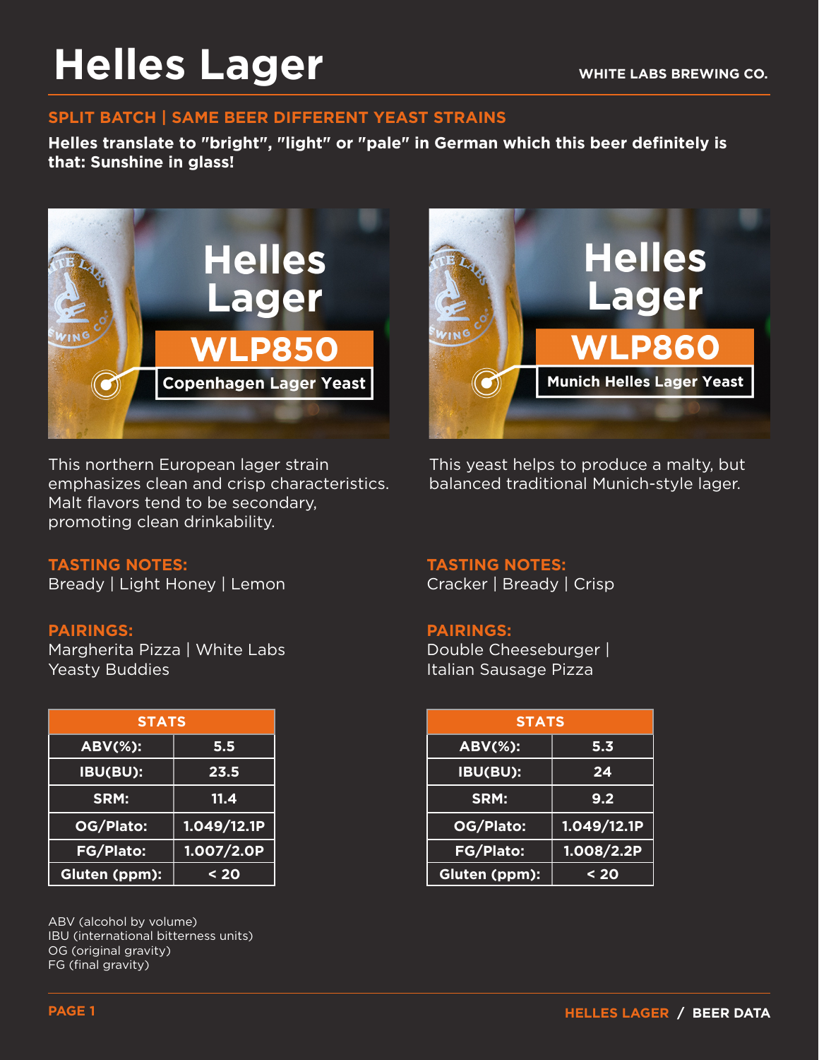# Helles Lager

WHITE LABS BREWING CO.

## SPLIT BATCH | SAME BEER DIFFERENT YEAST STRAINS

**Helles translate to "bright", "light" or "pale" in German which this beer definitely is that: Sunshine in glass!**

### Helles Lager – WLP850 Copenhagen Lager Yeast

This northern European lager strain emphasizes clean and crisp characteristics. Malt flavors tend to be secondary, promoting clean drinkability.

**TASTING NOTES:**
Bready | Light Honey | Lemon

**PAIRINGS:**
Margherita Pizza | White Labs Yeasty Buddies

| STATS | |
|---|---|
| ABV(%): | 5.5 |
| IBU(BU): | 23.5 |
| SRM: | 11.4 |
| OG/Plato: | 1.049/12.1P |
| FG/Plato: | 1.007/2.0P |
| Gluten (ppm): | < 20 |

### Helles Lager – WLP860 Munich Helles Lager Yeast

This yeast helps to produce a malty, but balanced traditional Munich-style lager.

**TASTING NOTES:**
Cracker | Bready | Crisp

**PAIRINGS:**
Double Cheeseburger | Italian Sausage Pizza

| STATS | |
|---|---|
| ABV(%): | 5.3 |
| IBU(BU): | 24 |
| SRM: | 9.2 |
| OG/Plato: | 1.049/12.1P |
| FG/Plato: | 1.008/2.2P |
| Gluten (ppm): | < 20 |

ABV (alcohol by volume)
IBU (international bitterness units)
OG (original gravity)
FG (final gravity)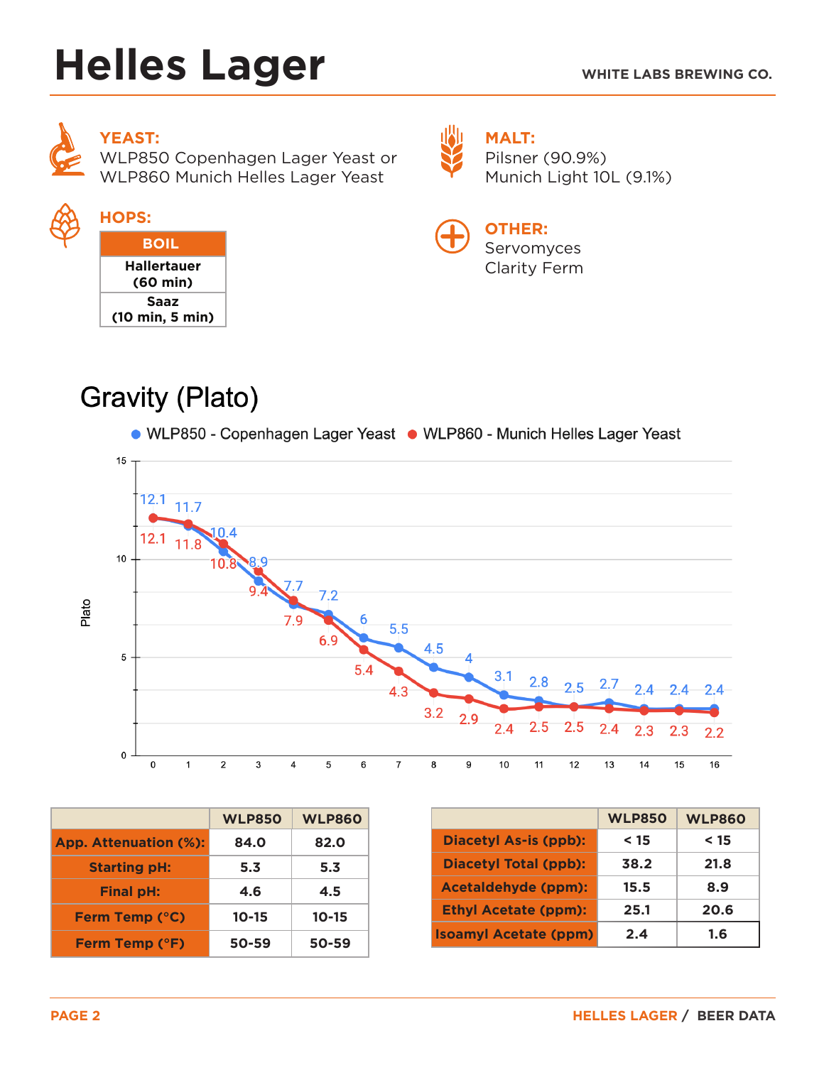# Helles Lager

WHITE LABS BREWING CO.

**YEAST:**
WLP850 Copenhagen Lager Yeast or
WLP860 Munich Helles Lager Yeast

**MALT:**
Pilsner (90.9%)
Munich Light 10L (9.1%)

**HOPS:**

| BOIL |
|---|
| **Hallertauer (60 min)** |
| **Saaz (10 min, 5 min)** |

**OTHER:**
Servomyces
Clarity Ferm

## Gravity (Plato)

WLP850 - Copenhagen Lager Yeast
WLP860 - Munich Helles Lager Yeast

Plato

15
10
5
0

0 1 2 3 4 5 6 7 8 9 10 11 12 13 14 15 16

WLP850: 12.1, 11.7, 10.4, 8.9, 7.7, 7.2, 6, 5.5, 4.5, 4, 3.1, 2.8, 2.5, 2.7, 2.4, 2.4, 2.4

WLP860: 12.1, 11.8, 10.8, 9.4, 7.9, 6.9, 5.4, 4.3, 3.2, 2.9, 2.4, 2.5, 2.5, 2.4, 2.3, 2.3, 2.2

| | WLP850 | WLP860 |
|---|---|---|
| **App. Attenuation (%):** | 84.0 | 82.0 |
| **Starting pH:** | 5.3 | 5.3 |
| **Final pH:** | 4.6 | 4.5 |
| **Ferm Temp (°C)** | 10-15 | 10-15 |
| **Ferm Temp (°F)** | 50-59 | 50-59 |

| | WLP850 | WLP860 |
|---|---|---|
| **Diacetyl As-is (ppb):** | < 15 | < 15 |
| **Diacetyl Total (ppb):** | 38.2 | 21.8 |
| **Acetaldehyde (ppm):** | 15.5 | 8.9 |
| **Ethyl Acetate (ppm):** | 25.1 | 20.6 |
| **Isoamyl Acetate (ppm)** | 2.4 | 1.6 |